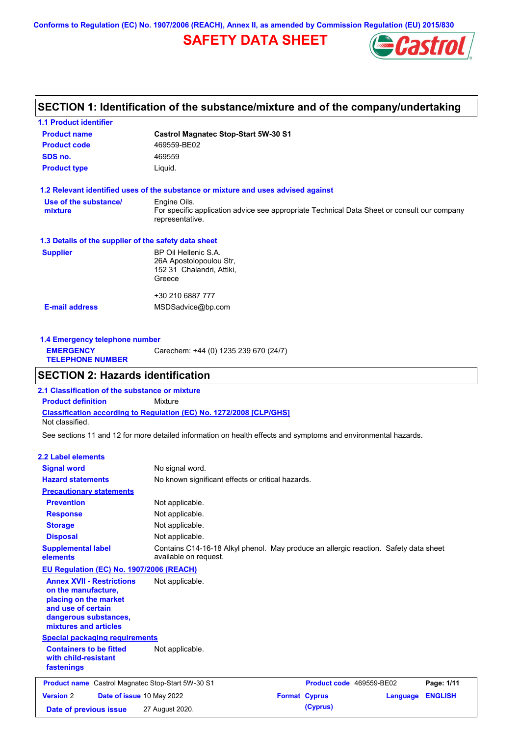Conforms to Regulation (EC) No. 1907/2006 (REACH), Annex II, as amended by Commission Regulation (EU) 2015/830

# SAFETY DATA SHEET

## SECTION 1: Identification of the substance/mixture and of the company/undertaking

### 1.1 Product identifier

| | |
|---|---|
| **Product name** | **Castrol Magnatec Stop-Start 5W-30 S1** |
| **Product code** | 469559-BE02 |
| **SDS no.** | 469559 |
| **Product type** | Liquid. |

### 1.2 Relevant identified uses of the substance or mixture and uses advised against

| | |
|---|---|
| **Use of the substance/ mixture** | Engine Oils. For specific application advice see appropriate Technical Data Sheet or consult our company representative. |

### 1.3 Details of the supplier of the safety data sheet

| | |
|---|---|
| **Supplier** | BP Oil Hellenic S.A. 26A Apostolopoulou Str, 152 31 Chalandri, Attiki, Greece<br><br>+30 210 6887 777 |
| **E-mail address** | MSDSadvice@bp.com |

### 1.4 Emergency telephone number

| | |
|---|---|
| **EMERGENCY TELEPHONE NUMBER** | Carechem: +44 (0) 1235 239 670 (24/7) |

## SECTION 2: Hazards identification

### 2.1 Classification of the substance or mixture

| | |
|---|---|
| **Product definition** | Mixture |

**Classification according to Regulation (EC) No. 1272/2008 [CLP/GHS]**

Not classified.

See sections 11 and 12 for more detailed information on health effects and symptoms and environmental hazards.

### 2.2 Label elements

| | |
|---|---|
| **Signal word** | No signal word. |
| **Hazard statements** | No known significant effects or critical hazards. |
| **Precautionary statements** | |
| **Prevention** | Not applicable. |
| **Response** | Not applicable. |
| **Storage** | Not applicable. |
| **Disposal** | Not applicable. |
| **Supplemental label elements** | Contains C14-16-18 Alkyl phenol. May produce an allergic reaction. Safety data sheet available on request. |

**EU Regulation (EC) No. 1907/2006 (REACH)**

| | |
|---|---|
| **Annex XVII - Restrictions on the manufacture, placing on the market and use of certain dangerous substances, mixtures and articles** | Not applicable. |

**Special packaging requirements**

| | |
|---|---|
| **Containers to be fitted with child-resistant fastenings** | Not applicable. |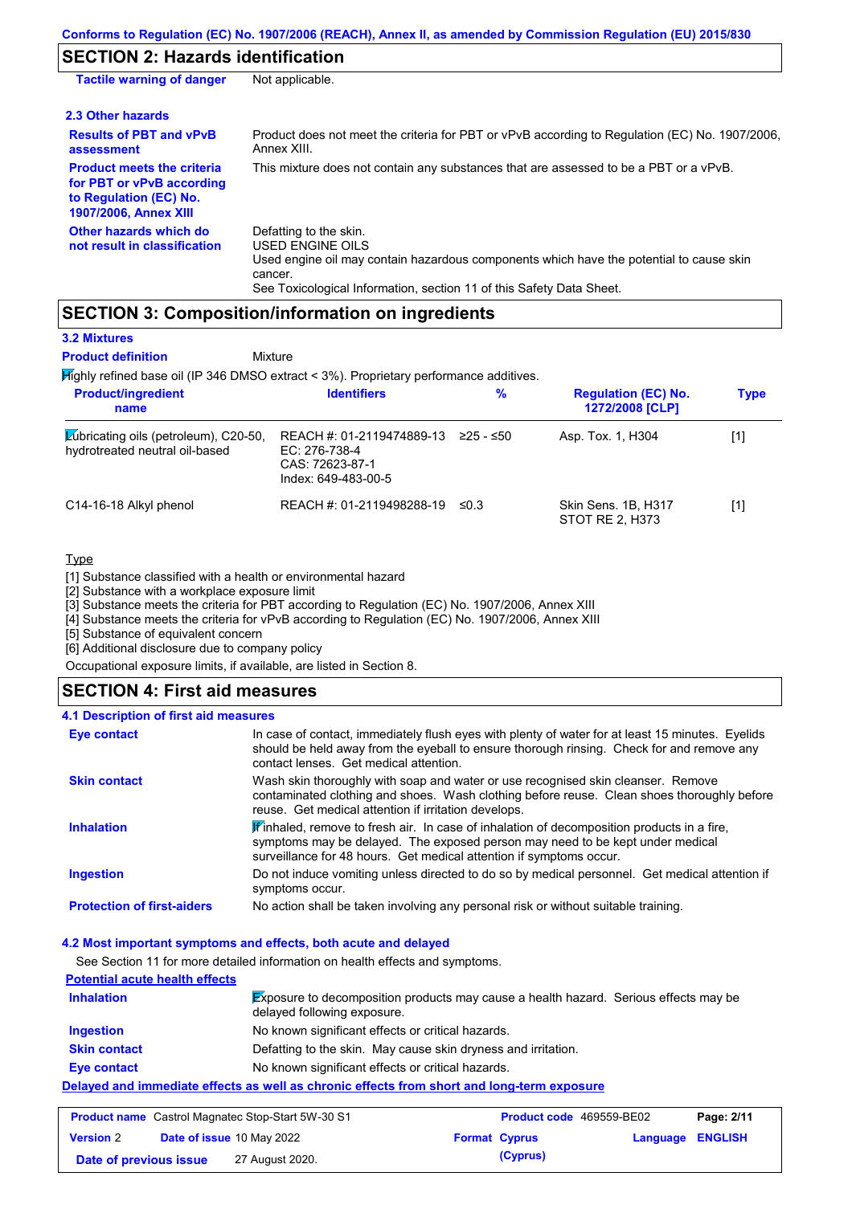## SECTION 2: Hazards identification

| | |
|---|---|
| **Tactile warning of danger** | Not applicable. |

### 2.3 Other hazards

| | |
|---|---|
| **Results of PBT and vPvB assessment** | Product does not meet the criteria for PBT or vPvB according to Regulation (EC) No. 1907/2006, Annex XIII. |
| **Product meets the criteria for PBT or vPvB according to Regulation (EC) No. 1907/2006, Annex XIII** | This mixture does not contain any substances that are assessed to be a PBT or a vPvB. |
| **Other hazards which do not result in classification** | Defatting to the skin.<br>USED ENGINE OILS<br>Used engine oil may contain hazardous components which have the potential to cause skin cancer.<br>See Toxicological Information, section 11 of this Safety Data Sheet. |

## SECTION 3: Composition/information on ingredients

### 3.2 Mixtures

**Product definition** Mixture

Highly refined base oil (IP 346 DMSO extract < 3%). Proprietary performance additives.

| Product/ingredient name | Identifiers | % | Regulation (EC) No. 1272/2008 [CLP] | Type |
|---|---|---|---|---|
| Lubricating oils (petroleum), C20-50, hydrotreated neutral oil-based | REACH #: 01-2119474889-13<br>EC: 276-738-4<br>CAS: 72623-87-1<br>Index: 649-483-00-5 | ≥25 - ≤50 | Asp. Tox. 1, H304 | [1] |
| C14-16-18 Alkyl phenol | REACH #: 01-2119498288-19 | ≤0.3 | Skin Sens. 1B, H317<br>STOT RE 2, H373 | [1] |

Type

[1] Substance classified with a health or environmental hazard
[2] Substance with a workplace exposure limit
[3] Substance meets the criteria for PBT according to Regulation (EC) No. 1907/2006, Annex XIII
[4] Substance meets the criteria for vPvB according to Regulation (EC) No. 1907/2006, Annex XIII
[5] Substance of equivalent concern
[6] Additional disclosure due to company policy

Occupational exposure limits, if available, are listed in Section 8.

## SECTION 4: First aid measures

### 4.1 Description of first aid measures

| | |
|---|---|
| **Eye contact** | In case of contact, immediately flush eyes with plenty of water for at least 15 minutes. Eyelids should be held away from the eyeball to ensure thorough rinsing. Check for and remove any contact lenses. Get medical attention. |
| **Skin contact** | Wash skin thoroughly with soap and water or use recognised skin cleanser. Remove contaminated clothing and shoes. Wash clothing before reuse. Clean shoes thoroughly before reuse. Get medical attention if irritation develops. |
| **Inhalation** | If inhaled, remove to fresh air. In case of inhalation of decomposition products in a fire, symptoms may be delayed. The exposed person may need to be kept under medical surveillance for 48 hours. Get medical attention if symptoms occur. |
| **Ingestion** | Do not induce vomiting unless directed to do so by medical personnel. Get medical attention if symptoms occur. |
| **Protection of first-aiders** | No action shall be taken involving any personal risk or without suitable training. |

### 4.2 Most important symptoms and effects, both acute and delayed

See Section 11 for more detailed information on health effects and symptoms.

**Potential acute health effects**

| | |
|---|---|
| **Inhalation** | Exposure to decomposition products may cause a health hazard. Serious effects may be delayed following exposure. |
| **Ingestion** | No known significant effects or critical hazards. |
| **Skin contact** | Defatting to the skin. May cause skin dryness and irritation. |
| **Eye contact** | No known significant effects or critical hazards. |

**Delayed and immediate effects as well as chronic effects from short and long-term exposure**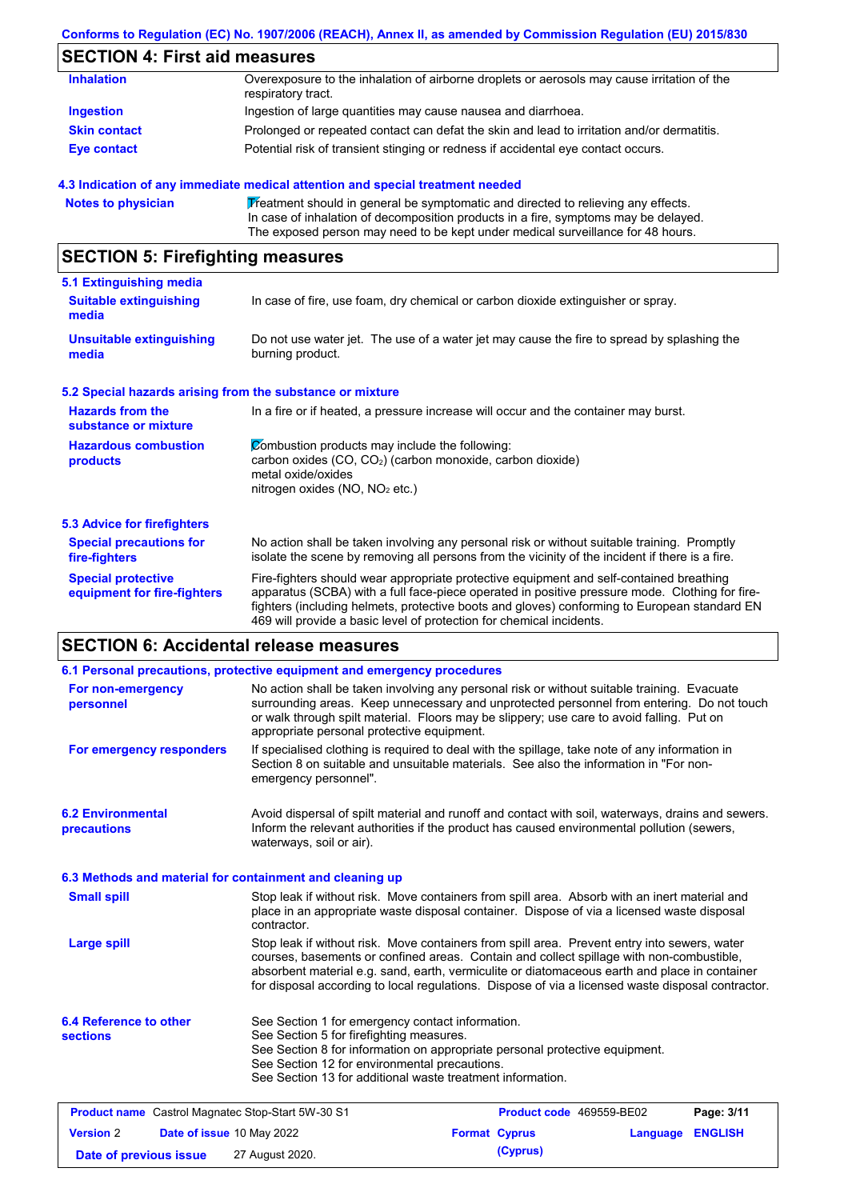## SECTION 4: First aid measures

| | |
|---|---|
| **Inhalation** | Overexposure to the inhalation of airborne droplets or aerosols may cause irritation of the respiratory tract. |
| **Ingestion** | Ingestion of large quantities may cause nausea and diarrhoea. |
| **Skin contact** | Prolonged or repeated contact can defat the skin and lead to irritation and/or dermatitis. |
| **Eye contact** | Potential risk of transient stinging or redness if accidental eye contact occurs. |

### 4.3 Indication of any immediate medical attention and special treatment needed

| | |
|---|---|
| **Notes to physician** | Treatment should in general be symptomatic and directed to relieving any effects. In case of inhalation of decomposition products in a fire, symptoms may be delayed. The exposed person may need to be kept under medical surveillance for 48 hours. |

## SECTION 5: Firefighting measures

### 5.1 Extinguishing media

| | |
|---|---|
| **Suitable extinguishing media** | In case of fire, use foam, dry chemical or carbon dioxide extinguisher or spray. |
| **Unsuitable extinguishing media** | Do not use water jet. The use of a water jet may cause the fire to spread by splashing the burning product. |

### 5.2 Special hazards arising from the substance or mixture

| | |
|---|---|
| **Hazards from the substance or mixture** | In a fire or if heated, a pressure increase will occur and the container may burst. |
| **Hazardous combustion products** | Combustion products may include the following:<br>carbon oxides ($CO$, $CO_2$) (carbon monoxide, carbon dioxide)<br>metal oxide/oxides<br>nitrogen oxides ($NO$, $NO_2$ etc.) |

### 5.3 Advice for firefighters

| | |
|---|---|
| **Special precautions for fire-fighters** | No action shall be taken involving any personal risk or without suitable training. Promptly isolate the scene by removing all persons from the vicinity of the incident if there is a fire. |
| **Special protective equipment for fire-fighters** | Fire-fighters should wear appropriate protective equipment and self-contained breathing apparatus (SCBA) with a full face-piece operated in positive pressure mode. Clothing for fire-fighters (including helmets, protective boots and gloves) conforming to European standard EN 469 will provide a basic level of protection for chemical incidents. |

## SECTION 6: Accidental release measures

### 6.1 Personal precautions, protective equipment and emergency procedures

| | |
|---|---|
| **For non-emergency personnel** | No action shall be taken involving any personal risk or without suitable training. Evacuate surrounding areas. Keep unnecessary and unprotected personnel from entering. Do not touch or walk through spilt material. Floors may be slippery; use care to avoid falling. Put on appropriate personal protective equipment. |
| **For emergency responders** | If specialised clothing is required to deal with the spillage, take note of any information in Section 8 on suitable and unsuitable materials. See also the information in "For non-emergency personnel". |

| | |
|---|---|
| **6.2 Environmental precautions** | Avoid dispersal of spilt material and runoff and contact with soil, waterways, drains and sewers. Inform the relevant authorities if the product has caused environmental pollution (sewers, waterways, soil or air). |

### 6.3 Methods and material for containment and cleaning up

| | |
|---|---|
| **Small spill** | Stop leak if without risk. Move containers from spill area. Absorb with an inert material and place in an appropriate waste disposal container. Dispose of via a licensed waste disposal contractor. |
| **Large spill** | Stop leak if without risk. Move containers from spill area. Prevent entry into sewers, water courses, basements or confined areas. Contain and collect spillage with non-combustible, absorbent material e.g. sand, earth, vermiculite or diatomaceous earth and place in container for disposal according to local regulations. Dispose of via a licensed waste disposal contractor. |

| | |
|---|---|
| **6.4 Reference to other sections** | See Section 1 for emergency contact information.<br>See Section 5 for firefighting measures.<br>See Section 8 for information on appropriate personal protective equipment.<br>See Section 12 for environmental precautions.<br>See Section 13 for additional waste treatment information. |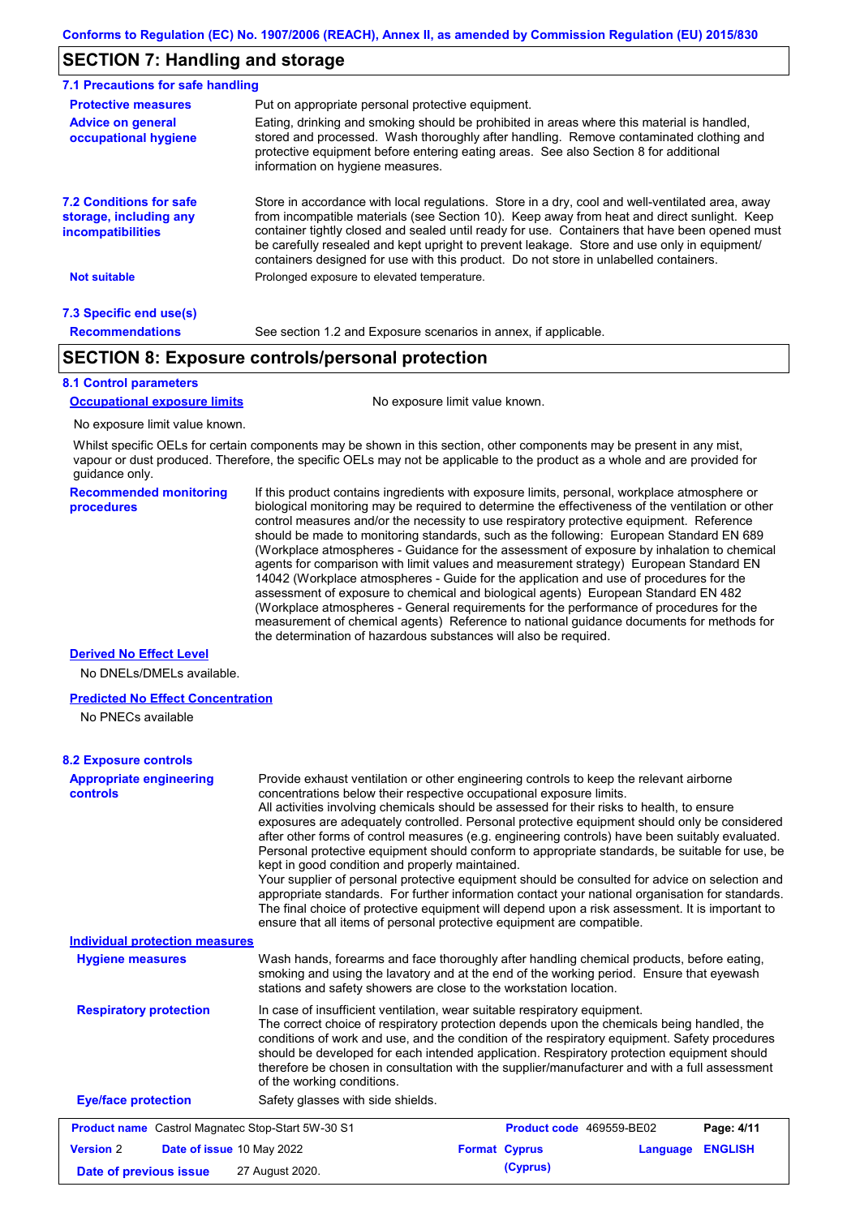## SECTION 7: Handling and storage

### 7.1 Precautions for safe handling

**Protective measures**
Put on appropriate personal protective equipment.

**Advice on general occupational hygiene**
Eating, drinking and smoking should be prohibited in areas where this material is handled, stored and processed. Wash thoroughly after handling. Remove contaminated clothing and protective equipment before entering eating areas. See also Section 8 for additional information on hygiene measures.

### 7.2 Conditions for safe storage, including any incompatibilities

Store in accordance with local regulations. Store in a dry, cool and well-ventilated area, away from incompatible materials (see Section 10). Keep away from heat and direct sunlight. Keep container tightly closed and sealed until ready for use. Containers that have been opened must be carefully resealed and kept upright to prevent leakage. Store and use only in equipment/containers designed for use with this product. Do not store in unlabelled containers.

**Not suitable**
Prolonged exposure to elevated temperature.

### 7.3 Specific end use(s)

**Recommendations**
See section 1.2 and Exposure scenarios in annex, if applicable.

## SECTION 8: Exposure controls/personal protection

### 8.1 Control parameters

**Occupational exposure limits**
No exposure limit value known.

No exposure limit value known.

Whilst specific OELs for certain components may be shown in this section, other components may be present in any mist, vapour or dust produced. Therefore, the specific OELs may not be applicable to the product as a whole and are provided for guidance only.

**Recommended monitoring procedures**
If this product contains ingredients with exposure limits, personal, workplace atmosphere or biological monitoring may be required to determine the effectiveness of the ventilation or other control measures and/or the necessity to use respiratory protective equipment. Reference should be made to monitoring standards, such as the following: European Standard EN 689 (Workplace atmospheres - Guidance for the assessment of exposure by inhalation to chemical agents for comparison with limit values and measurement strategy) European Standard EN 14042 (Workplace atmospheres - Guide for the application and use of procedures for the assessment of exposure to chemical and biological agents) European Standard EN 482 (Workplace atmospheres - General requirements for the performance of procedures for the measurement of chemical agents) Reference to national guidance documents for methods for the determination of hazardous substances will also be required.

**Derived No Effect Level**

No DNELs/DMELs available.

**Predicted No Effect Concentration**

No PNECs available

### 8.2 Exposure controls

**Appropriate engineering controls**
Provide exhaust ventilation or other engineering controls to keep the relevant airborne concentrations below their respective occupational exposure limits.
All activities involving chemicals should be assessed for their risks to health, to ensure exposures are adequately controlled. Personal protective equipment should only be considered after other forms of control measures (e.g. engineering controls) have been suitably evaluated. Personal protective equipment should conform to appropriate standards, be suitable for use, be kept in good condition and properly maintained.
Your supplier of personal protective equipment should be consulted for advice on selection and appropriate standards. For further information contact your national organisation for standards.
The final choice of protective equipment will depend upon a risk assessment. It is important to ensure that all items of personal protective equipment are compatible.

**Individual protection measures**

**Hygiene measures**
Wash hands, forearms and face thoroughly after handling chemical products, before eating, smoking and using the lavatory and at the end of the working period. Ensure that eyewash stations and safety showers are close to the workstation location.

**Respiratory protection**
In case of insufficient ventilation, wear suitable respiratory equipment.
The correct choice of respiratory protection depends upon the chemicals being handled, the conditions of work and use, and the condition of the respiratory equipment. Safety procedures should be developed for each intended application. Respiratory protection equipment should therefore be chosen in consultation with the supplier/manufacturer and with a full assessment of the working conditions.

**Eye/face protection**
Safety glasses with side shields.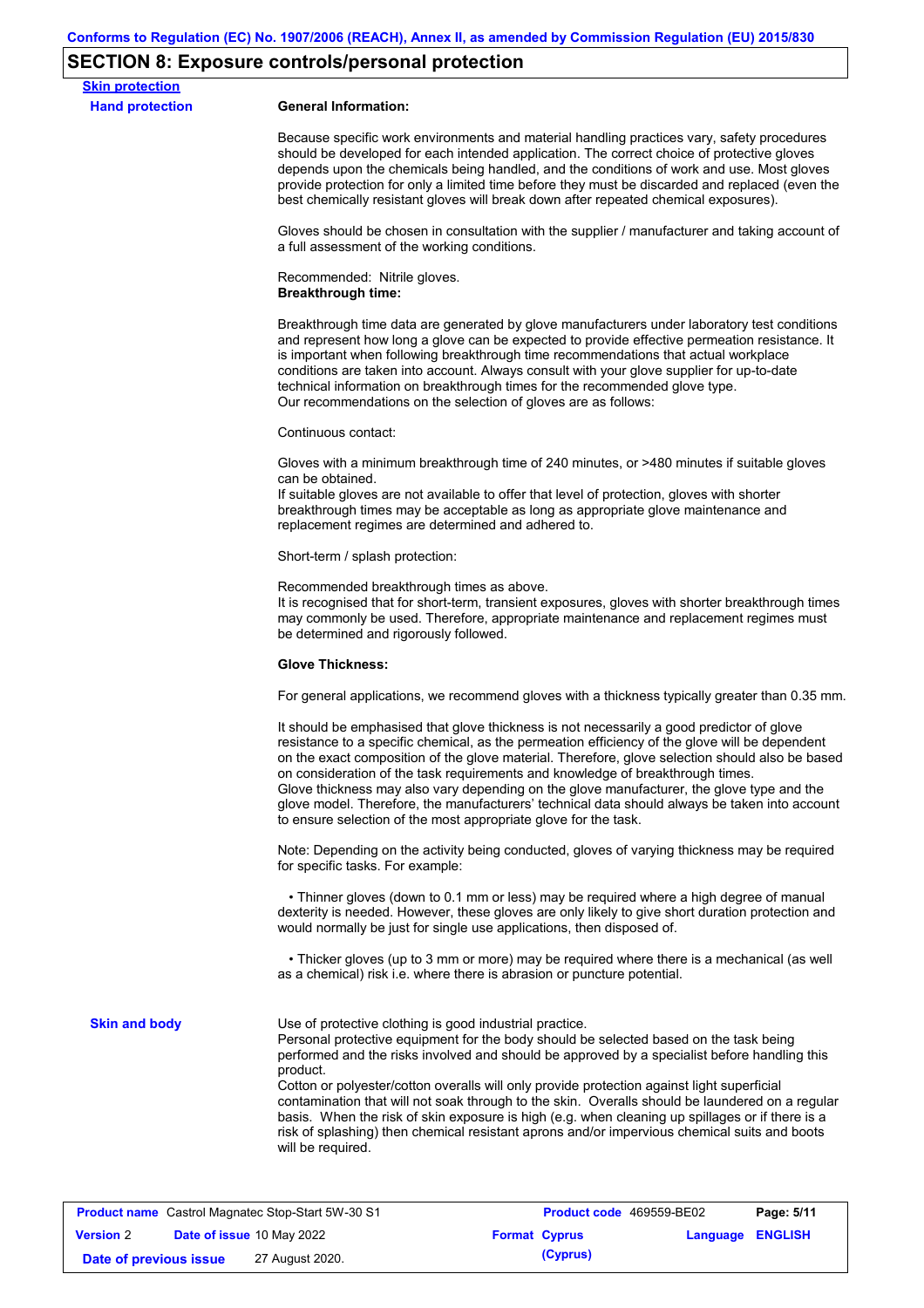## SECTION 8: Exposure controls/personal protection

**Skin protection**

**Hand protection**

**General Information:**

Because specific work environments and material handling practices vary, safety procedures should be developed for each intended application. The correct choice of protective gloves depends upon the chemicals being handled, and the conditions of work and use. Most gloves provide protection for only a limited time before they must be discarded and replaced (even the best chemically resistant gloves will break down after repeated chemical exposures).

Gloves should be chosen in consultation with the supplier / manufacturer and taking account of a full assessment of the working conditions.

Recommended: Nitrile gloves.

**Breakthrough time:**

Breakthrough time data are generated by glove manufacturers under laboratory test conditions and represent how long a glove can be expected to provide effective permeation resistance. It is important when following breakthrough time recommendations that actual workplace conditions are taken into account. Always consult with your glove supplier for up-to-date technical information on breakthrough times for the recommended glove type.
Our recommendations on the selection of gloves are as follows:

Continuous contact:

Gloves with a minimum breakthrough time of 240 minutes, or >480 minutes if suitable gloves can be obtained.
If suitable gloves are not available to offer that level of protection, gloves with shorter breakthrough times may be acceptable as long as appropriate glove maintenance and replacement regimes are determined and adhered to.

Short-term / splash protection:

Recommended breakthrough times as above.
It is recognised that for short-term, transient exposures, gloves with shorter breakthrough times may commonly be used. Therefore, appropriate maintenance and replacement regimes must be determined and rigorously followed.

**Glove Thickness:**

For general applications, we recommend gloves with a thickness typically greater than 0.35 mm.

It should be emphasised that glove thickness is not necessarily a good predictor of glove resistance to a specific chemical, as the permeation efficiency of the glove will be dependent on the exact composition of the glove material. Therefore, glove selection should also be based on consideration of the task requirements and knowledge of breakthrough times.
Glove thickness may also vary depending on the glove manufacturer, the glove type and the glove model. Therefore, the manufacturers' technical data should always be taken into account to ensure selection of the most appropriate glove for the task.

Note: Depending on the activity being conducted, gloves of varying thickness may be required for specific tasks. For example:

- Thinner gloves (down to 0.1 mm or less) may be required where a high degree of manual dexterity is needed. However, these gloves are only likely to give short duration protection and would normally be just for single use applications, then disposed of.

- Thicker gloves (up to 3 mm or more) may be required where there is a mechanical (as well as a chemical) risk i.e. where there is abrasion or puncture potential.

**Skin and body**

Use of protective clothing is good industrial practice.
Personal protective equipment for the body should be selected based on the task being performed and the risks involved and should be approved by a specialist before handling this product.
Cotton or polyester/cotton overalls will only provide protection against light superficial contamination that will not soak through to the skin. Overalls should be laundered on a regular basis. When the risk of skin exposure is high (e.g. when cleaning up spillages or if there is a risk of splashing) then chemical resistant aprons and/or impervious chemical suits and boots will be required.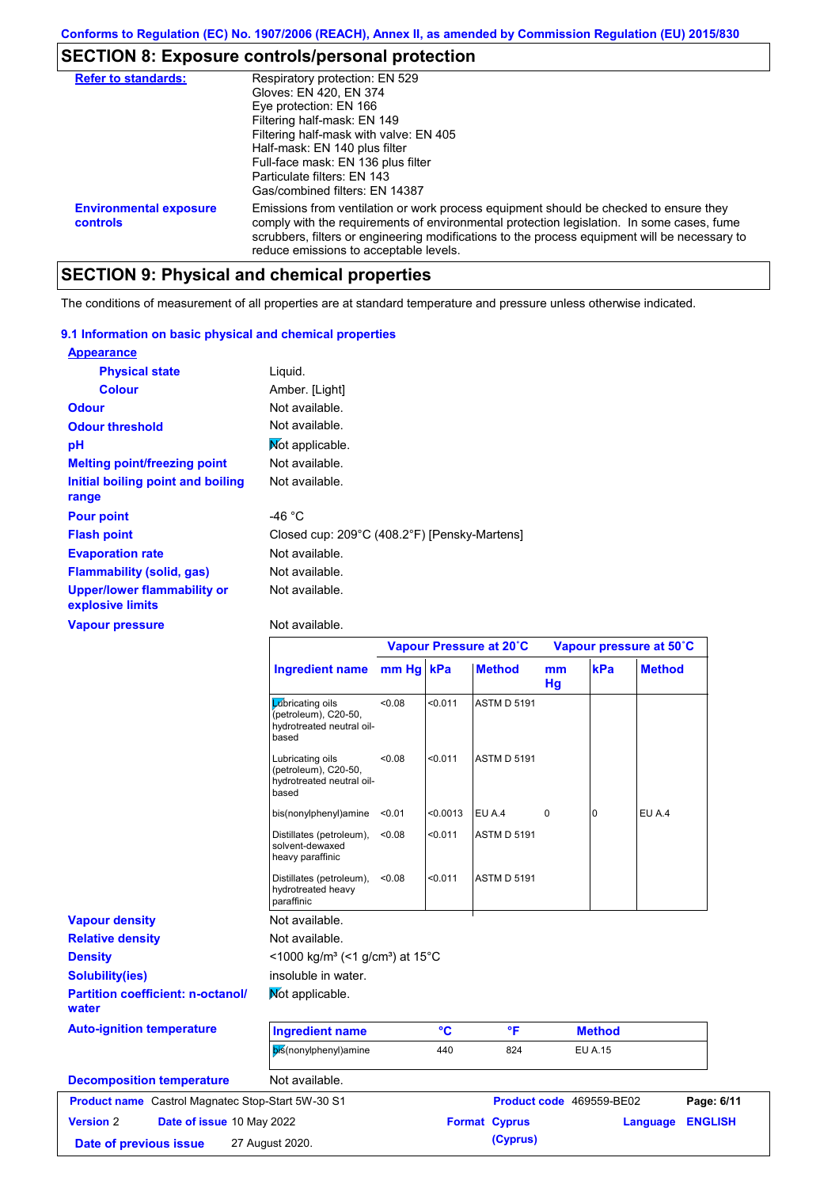Conforms to Regulation (EC) No. 1907/2006 (REACH), Annex II, as amended by Commission Regulation (EU) 2015/830

## SECTION 8: Exposure controls/personal protection

| | |
|---|---|
| **Refer to standards:** | Respiratory protection: EN 529<br>Gloves: EN 420, EN 374<br>Eye protection: EN 166<br>Filtering half-mask: EN 149<br>Filtering half-mask with valve: EN 405<br>Half-mask: EN 140 plus filter<br>Full-face mask: EN 136 plus filter<br>Particulate filters: EN 143<br>Gas/combined filters: EN 14387 |
| **Environmental exposure controls** | Emissions from ventilation or work process equipment should be checked to ensure they comply with the requirements of environmental protection legislation. In some cases, fume scrubbers, filters or engineering modifications to the process equipment will be necessary to reduce emissions to acceptable levels. |

## SECTION 9: Physical and chemical properties

The conditions of measurement of all properties are at standard temperature and pressure unless otherwise indicated.

### 9.1 Information on basic physical and chemical properties

**Appearance**

| | |
|---|---|
| **Physical state** | Liquid. |
| **Colour** | Amber. [Light] |
| **Odour** | Not available. |
| **Odour threshold** | Not available. |
| **pH** | Not applicable. |
| **Melting point/freezing point** | Not available. |
| **Initial boiling point and boiling range** | Not available. |
| **Pour point** | -46 °C |
| **Flash point** | Closed cup: 209°C (408.2°F) [Pensky-Martens] |
| **Evaporation rate** | Not available. |
| **Flammability (solid, gas)** | Not available. |
| **Upper/lower flammability or explosive limits** | Not available. |
| **Vapour pressure** | Not available. |

| | Vapour Pressure at 20˚C | | | Vapour pressure at 50˚C | | |
|---|---|---|---|---|---|---|
| **Ingredient name** | **mm Hg** | **kPa** | **Method** | **mm Hg** | **kPa** | **Method** |
| Lubricating oils (petroleum), C20-50, hydrotreated neutral oil-based | <0.08 | <0.011 | ASTM D 5191 | | | |
| Lubricating oils (petroleum), C20-50, hydrotreated neutral oil-based | <0.08 | <0.011 | ASTM D 5191 | | | |
| bis(nonylphenyl)amine | <0.01 | <0.0013 | EU A.4 | 0 | 0 | EU A.4 |
| Distillates (petroleum), solvent-dewaxed heavy paraffinic | <0.08 | <0.011 | ASTM D 5191 | | | |
| Distillates (petroleum), hydrotreated heavy paraffinic | <0.08 | <0.011 | ASTM D 5191 | | | |

| | |
|---|---|
| **Vapour density** | Not available. |
| **Relative density** | Not available. |
| **Density** | <1000 kg/m³ (<1 g/cm³) at 15°C |
| **Solubility(ies)** | insoluble in water. |
| **Partition coefficient: n-octanol/water** | Not applicable. |
| **Auto-ignition temperature** | |

| Ingredient name | °C | °F | Method |
|---|---|---|---|
| bis(nonylphenyl)amine | 440 | 824 | EU A.15 |

| | |
|---|---|
| **Decomposition temperature** | Not available. |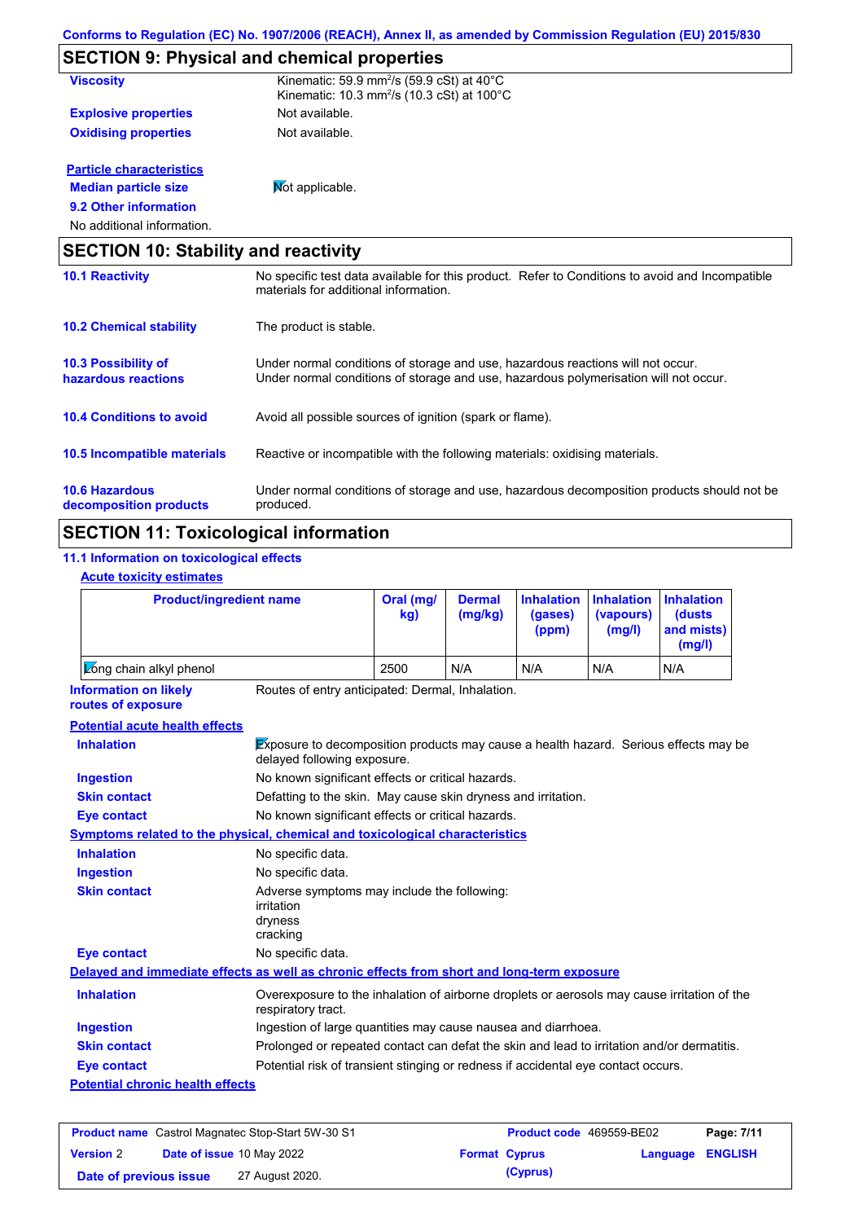Conforms to Regulation (EC) No. 1907/2006 (REACH), Annex II, as amended by Commission Regulation (EU) 2015/830

## SECTION 9: Physical and chemical properties

**Viscosity** Kinematic: 59.9 mm$^2$/s (59.9 cSt) at 40°C
Kinematic: 10.3 mm$^2$/s (10.3 cSt) at 100°C

**Explosive properties** Not available.

**Oxidising properties** Not available.

**Particle characteristics**

**Median particle size** Not applicable.

**9.2 Other information**

No additional information.

## SECTION 10: Stability and reactivity

**10.1 Reactivity** No specific test data available for this product. Refer to Conditions to avoid and Incompatible materials for additional information.

**10.2 Chemical stability** The product is stable.

**10.3 Possibility of hazardous reactions** Under normal conditions of storage and use, hazardous reactions will not occur.
Under normal conditions of storage and use, hazardous polymerisation will not occur.

**10.4 Conditions to avoid** Avoid all possible sources of ignition (spark or flame).

**10.5 Incompatible materials** Reactive or incompatible with the following materials: oxidising materials.

**10.6 Hazardous decomposition products** Under normal conditions of storage and use, hazardous decomposition products should not be produced.

## SECTION 11: Toxicological information

**11.1 Information on toxicological effects**

**Acute toxicity estimates**

| Product/ingredient name | Oral (mg/kg) | Dermal (mg/kg) | Inhalation (gases) (ppm) | Inhalation (vapours) (mg/l) | Inhalation (dusts and mists) (mg/l) |
|---|---|---|---|---|---|
| Long chain alkyl phenol | 2500 | N/A | N/A | N/A | N/A |

**Information on likely routes of exposure** Routes of entry anticipated: Dermal, Inhalation.

**Potential acute health effects**

**Inhalation** Exposure to decomposition products may cause a health hazard. Serious effects may be delayed following exposure.

**Ingestion** No known significant effects or critical hazards.

**Skin contact** Defatting to the skin. May cause skin dryness and irritation.

**Eye contact** No known significant effects or critical hazards.

**Symptoms related to the physical, chemical and toxicological characteristics**

**Inhalation** No specific data.

**Ingestion** No specific data.

**Skin contact** Adverse symptoms may include the following:
irritation
dryness
cracking

**Eye contact** No specific data.

**Delayed and immediate effects as well as chronic effects from short and long-term exposure**

**Inhalation** Overexposure to the inhalation of airborne droplets or aerosols may cause irritation of the respiratory tract.

**Ingestion** Ingestion of large quantities may cause nausea and diarrhoea.

**Skin contact** Prolonged or repeated contact can defat the skin and lead to irritation and/or dermatitis.

**Eye contact** Potential risk of transient stinging or redness if accidental eye contact occurs.

**Potential chronic health effects**

| **Product name** Castrol Magnatec Stop-Start 5W-30 S1 | **Product code** 469559-BE02 | |
|---|---|---|
| **Version** 2 **Date of issue** 10 May 2022 | **Format** Cyprus (Cyprus) | **Language** ENGLISH |
| **Date of previous issue** 27 August 2020. | | |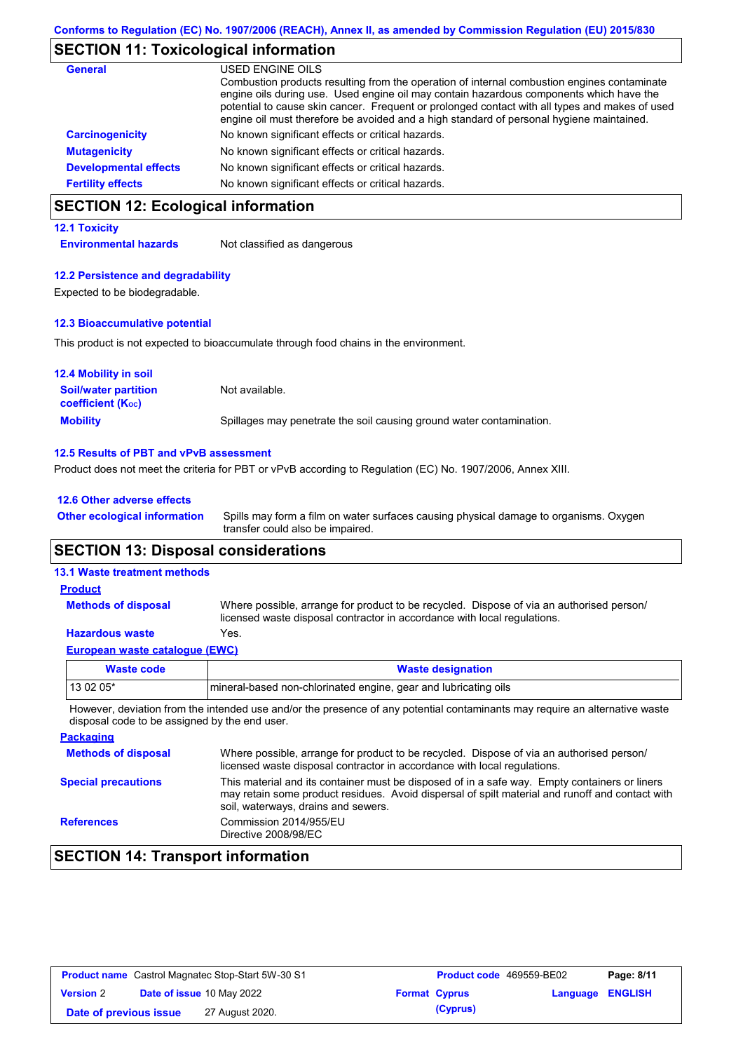Conforms to Regulation (EC) No. 1907/2006 (REACH), Annex II, as amended by Commission Regulation (EU) 2015/830

## SECTION 11: Toxicological information

**General**

USED ENGINE OILS
Combustion products resulting from the operation of internal combustion engines contaminate engine oils during use. Used engine oil may contain hazardous components which have the potential to cause skin cancer. Frequent or prolonged contact with all types and makes of used engine oil must therefore be avoided and a high standard of personal hygiene maintained.

**Carcinogenicity** No known significant effects or critical hazards.

**Mutagenicity** No known significant effects or critical hazards.

**Developmental effects** No known significant effects or critical hazards.

**Fertility effects** No known significant effects or critical hazards.

## SECTION 12: Ecological information

### 12.1 Toxicity

**Environmental hazards** Not classified as dangerous

### 12.2 Persistence and degradability

Expected to be biodegradable.

### 12.3 Bioaccumulative potential

This product is not expected to bioaccumulate through food chains in the environment.

### 12.4 Mobility in soil

**Soil/water partition coefficient ($K_{OC}$)** Not available.

**Mobility** Spillages may penetrate the soil causing ground water contamination.

### 12.5 Results of PBT and vPvB assessment

Product does not meet the criteria for PBT or vPvB according to Regulation (EC) No. 1907/2006, Annex XIII.

### 12.6 Other adverse effects

**Other ecological information** Spills may form a film on water surfaces causing physical damage to organisms. Oxygen transfer could also be impaired.

## SECTION 13: Disposal considerations

### 13.1 Waste treatment methods

**Product**

**Methods of disposal** Where possible, arrange for product to be recycled. Dispose of via an authorised person/ licensed waste disposal contractor in accordance with local regulations.

**Hazardous waste** Yes.

**European waste catalogue (EWC)**

| Waste code | Waste designation |
|---|---|
| 13 02 05* | mineral-based non-chlorinated engine, gear and lubricating oils |

However, deviation from the intended use and/or the presence of any potential contaminants may require an alternative waste disposal code to be assigned by the end user.

**Packaging**

**Methods of disposal** Where possible, arrange for product to be recycled. Dispose of via an authorised person/ licensed waste disposal contractor in accordance with local regulations.

**Special precautions** This material and its container must be disposed of in a safe way. Empty containers or liners may retain some product residues. Avoid dispersal of spilt material and runoff and contact with soil, waterways, drains and sewers.

**References** Commission 2014/955/EU
Directive 2008/98/EC

## SECTION 14: Transport information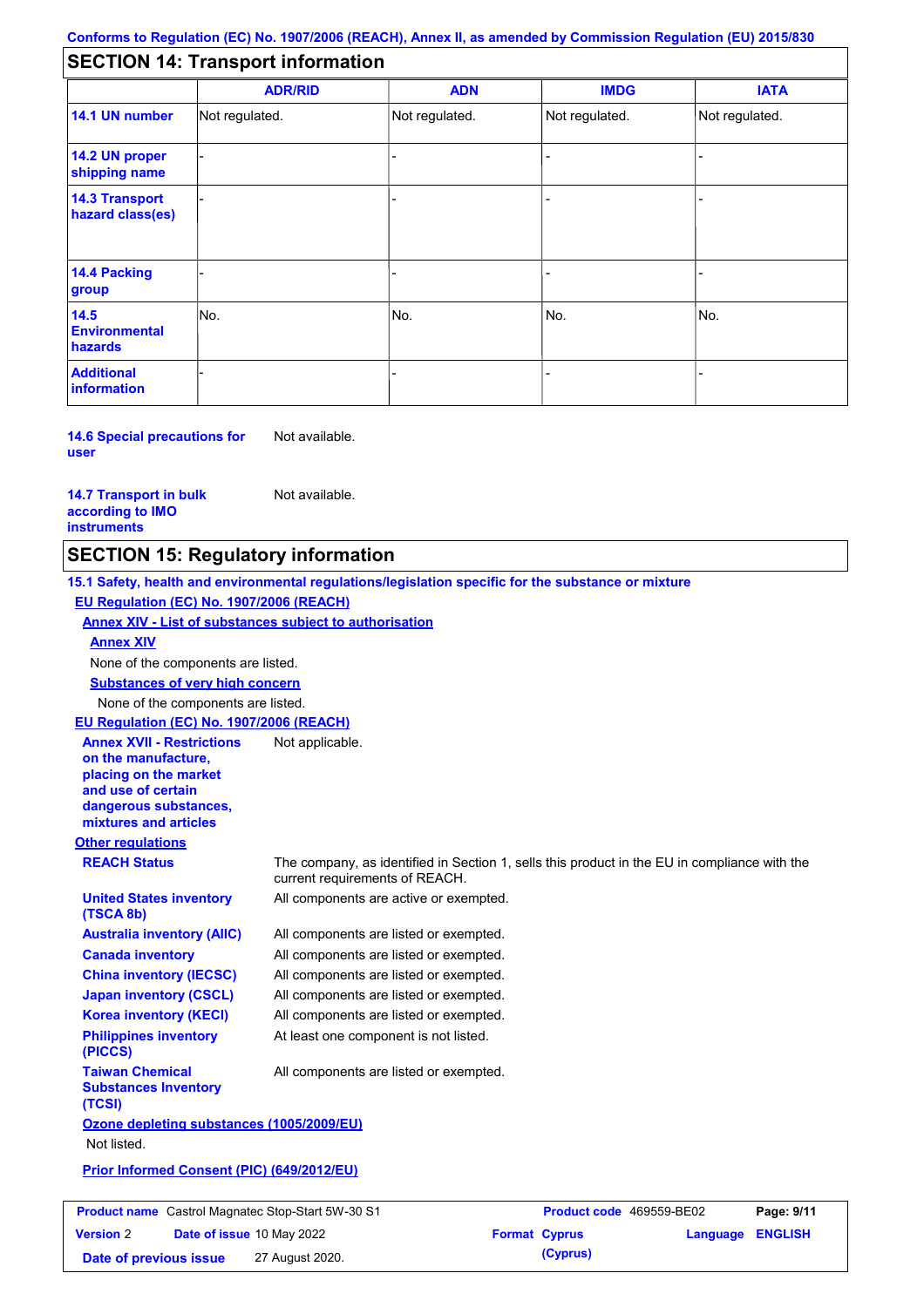Conforms to Regulation (EC) No. 1907/2006 (REACH), Annex II, as amended by Commission Regulation (EU) 2015/830

## SECTION 14: Transport information

| | ADR/RID | ADN | IMDG | IATA |
|---|---|---|---|---|
| **14.1 UN number** | Not regulated. | Not regulated. | Not regulated. | Not regulated. |
| **14.2 UN proper shipping name** | - | - | - | - |
| **14.3 Transport hazard class(es)** | - | - | - | - |
| **14.4 Packing group** | - | - | - | - |
| **14.5 Environmental hazards** | No. | No. | No. | No. |
| **Additional information** | - | - | - | - |

**14.6 Special precautions for user** Not available.

**14.7 Transport in bulk according to IMO instruments** Not available.

## SECTION 15: Regulatory information

**15.1 Safety, health and environmental regulations/legislation specific for the substance or mixture**

**EU Regulation (EC) No. 1907/2006 (REACH)**

**Annex XIV - List of substances subject to authorisation**

**Annex XIV**

None of the components are listed.

**Substances of very high concern**

None of the components are listed.

**EU Regulation (EC) No. 1907/2006 (REACH)**

**Annex XVII - Restrictions on the manufacture, placing on the market and use of certain dangerous substances, mixtures and articles** Not applicable.

**Other regulations**

**REACH Status** The company, as identified in Section 1, sells this product in the EU in compliance with the current requirements of REACH.

**United States inventory (TSCA 8b)** All components are active or exempted.

**Australia inventory (AIIC)** All components are listed or exempted.

**Canada inventory** All components are listed or exempted.

**China inventory (IECSC)** All components are listed or exempted.

**Japan inventory (CSCL)** All components are listed or exempted.

**Korea inventory (KECI)** All components are listed or exempted.

**Philippines inventory (PICCS)** At least one component is not listed.

**Taiwan Chemical Substances Inventory (TCSI)** All components are listed or exempted.

**Ozone depleting substances (1005/2009/EU)**

Not listed.

**Prior Informed Consent (PIC) (649/2012/EU)**

| **Product name** Castrol Magnatec Stop-Start 5W-30 S1 | **Product code** 469559-BE02 | **Page: 9/11** |
|---|---|---|
| **Version** 2 **Date of issue** 10 May 2022 | **Format** Cyprus (Cyprus) | **Language** ENGLISH |
| **Date of previous issue** 27 August 2020. | | |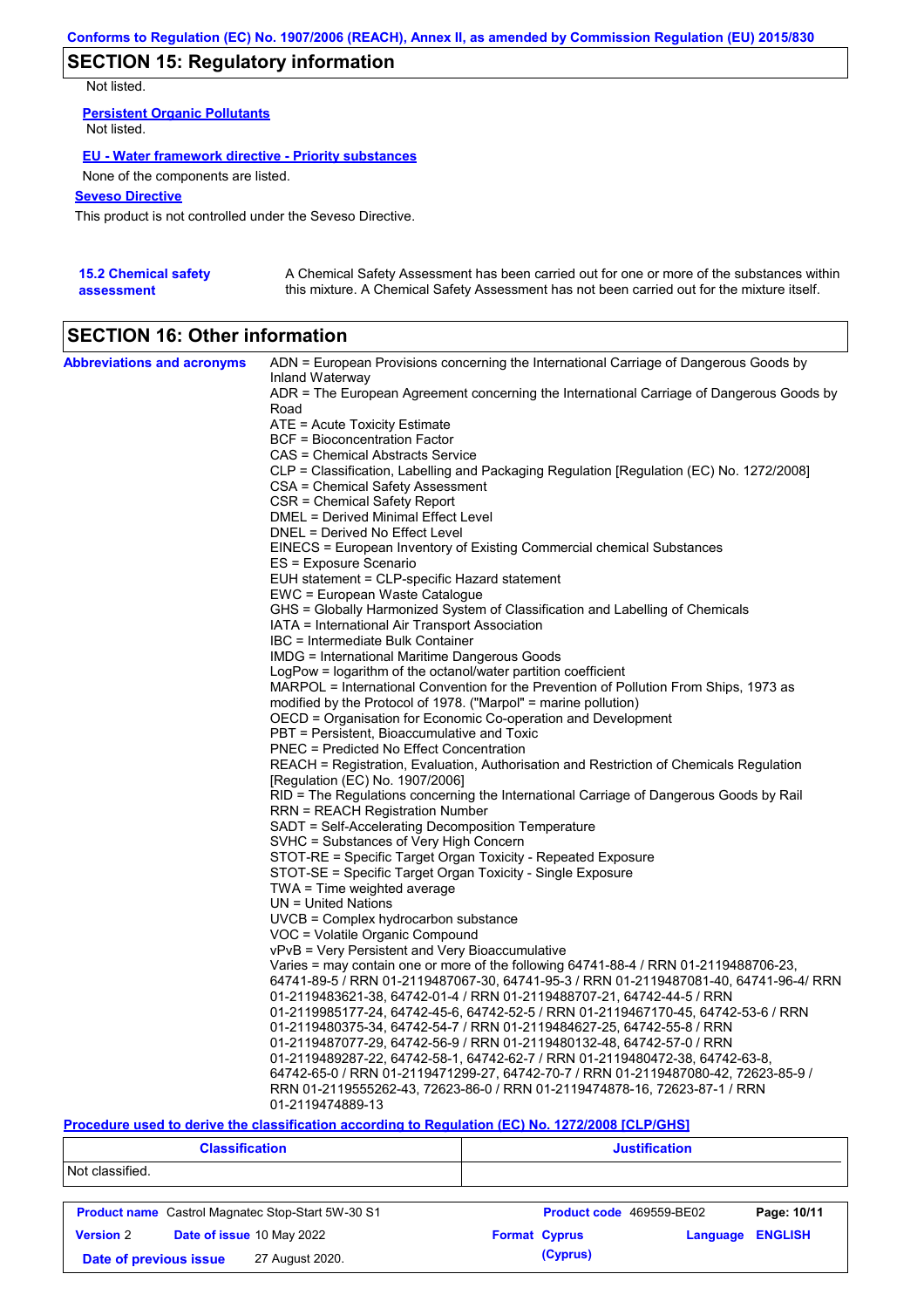## SECTION 15: Regulatory information

Not listed.

**Persistent Organic Pollutants**

Not listed.

**EU - Water framework directive - Priority substances**

None of the components are listed.

**Seveso Directive**

This product is not controlled under the Seveso Directive.

**15.2 Chemical safety assessment**

A Chemical Safety Assessment has been carried out for one or more of the substances within this mixture. A Chemical Safety Assessment has not been carried out for the mixture itself.

## SECTION 16: Other information

**Abbreviations and acronyms**

ADN = European Provisions concerning the International Carriage of Dangerous Goods by Inland Waterway
ADR = The European Agreement concerning the International Carriage of Dangerous Goods by Road
ATE = Acute Toxicity Estimate
BCF = Bioconcentration Factor
CAS = Chemical Abstracts Service
CLP = Classification, Labelling and Packaging Regulation [Regulation (EC) No. 1272/2008]
CSA = Chemical Safety Assessment
CSR = Chemical Safety Report
DMEL = Derived Minimal Effect Level
DNEL = Derived No Effect Level
EINECS = European Inventory of Existing Commercial chemical Substances
ES = Exposure Scenario
EUH statement = CLP-specific Hazard statement
EWC = European Waste Catalogue
GHS = Globally Harmonized System of Classification and Labelling of Chemicals
IATA = International Air Transport Association
IBC = Intermediate Bulk Container
IMDG = International Maritime Dangerous Goods
LogPow = logarithm of the octanol/water partition coefficient
MARPOL = International Convention for the Prevention of Pollution From Ships, 1973 as modified by the Protocol of 1978. ("Marpol" = marine pollution)
OECD = Organisation for Economic Co-operation and Development
PBT = Persistent, Bioaccumulative and Toxic
PNEC = Predicted No Effect Concentration
REACH = Registration, Evaluation, Authorisation and Restriction of Chemicals Regulation [Regulation (EC) No. 1907/2006]
RID = The Regulations concerning the International Carriage of Dangerous Goods by Rail
RRN = REACH Registration Number
SADT = Self-Accelerating Decomposition Temperature
SVHC = Substances of Very High Concern
STOT-RE = Specific Target Organ Toxicity - Repeated Exposure
STOT-SE = Specific Target Organ Toxicity - Single Exposure
TWA = Time weighted average
UN = United Nations
UVCB = Complex hydrocarbon substance
VOC = Volatile Organic Compound
vPvB = Very Persistent and Very Bioaccumulative
Varies = may contain one or more of the following 64741-88-4 / RRN 01-2119488706-23, 64741-89-5 / RRN 01-2119487067-30, 64741-95-3 / RRN 01-2119487081-40, 64741-96-4/ RRN 01-2119483621-38, 64742-01-4 / RRN 01-2119488707-21, 64742-44-5 / RRN 01-2119985177-24, 64742-45-6, 64742-52-5 / RRN 01-2119467170-45, 64742-53-6 / RRN 01-2119480375-34, 64742-54-7 / RRN 01-2119484627-25, 64742-55-8 / RRN 01-2119487077-29, 64742-56-9 / RRN 01-2119480132-48, 64742-57-0 / RRN 01-2119489287-22, 64742-58-1, 64742-62-7 / RRN 01-2119480472-38, 64742-63-8, 64742-65-0 / RRN 01-2119471299-27, 64742-70-7 / RRN 01-2119487080-42, 72623-85-9 / RRN 01-2119555262-43, 72623-86-0 / RRN 01-2119474878-16, 72623-87-1 / RRN 01-2119474889-13

**Procedure used to derive the classification according to Regulation (EC) No. 1272/2008 [CLP/GHS]**

| Classification | Justification |
|---|---|
| Not classified. | |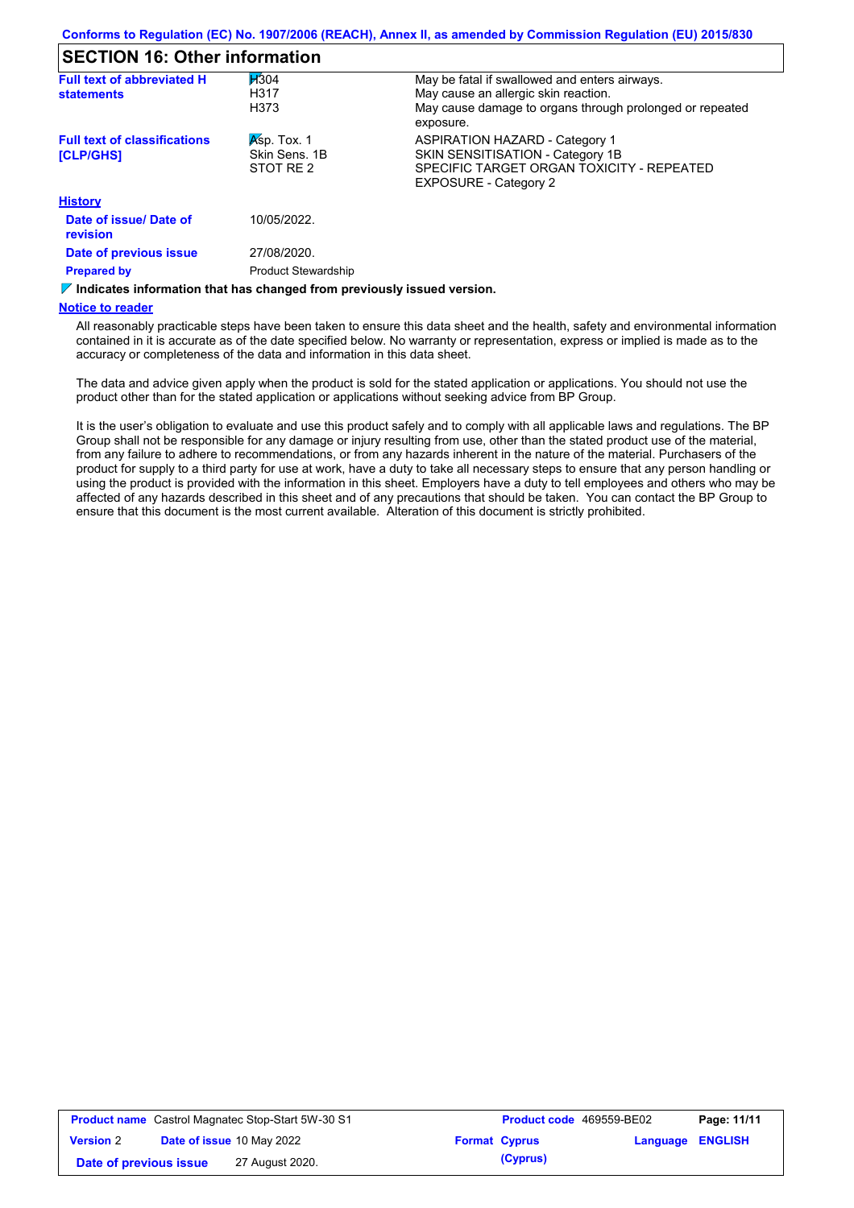## SECTION 16: Other information

| | | |
|---|---|---|
| **Full text of abbreviated H statements** | H304 | May be fatal if swallowed and enters airways. |
| | H317 | May cause an allergic skin reaction. |
| | H373 | May cause damage to organs through prolonged or repeated exposure. |
| **Full text of classifications [CLP/GHS]** | Asp. Tox. 1 | ASPIRATION HAZARD - Category 1 |
| | Skin Sens. 1B | SKIN SENSITISATION - Category 1B |
| | STOT RE 2 | SPECIFIC TARGET ORGAN TOXICITY - REPEATED EXPOSURE - Category 2 |

**History**

| | |
|---|---|
| **Date of issue/ Date of revision** | 10/05/2022. |
| **Date of previous issue** | 27/08/2020. |
| **Prepared by** | Product Stewardship |

**Indicates information that has changed from previously issued version.**

**Notice to reader**

All reasonably practicable steps have been taken to ensure this data sheet and the health, safety and environmental information contained in it is accurate as of the date specified below. No warranty or representation, express or implied is made as to the accuracy or completeness of the data and information in this data sheet.

The data and advice given apply when the product is sold for the stated application or applications. You should not use the product other than for the stated application or applications without seeking advice from BP Group.

It is the user's obligation to evaluate and use this product safely and to comply with all applicable laws and regulations. The BP Group shall not be responsible for any damage or injury resulting from use, other than the stated product use of the material, from any failure to adhere to recommendations, or from any hazards inherent in the nature of the material. Purchasers of the product for supply to a third party for use at work, have a duty to take all necessary steps to ensure that any person handling or using the product is provided with the information in this sheet. Employers have a duty to tell employees and others who may be affected of any hazards described in this sheet and of any precautions that should be taken. You can contact the BP Group to ensure that this document is the most current available. Alteration of this document is strictly prohibited.